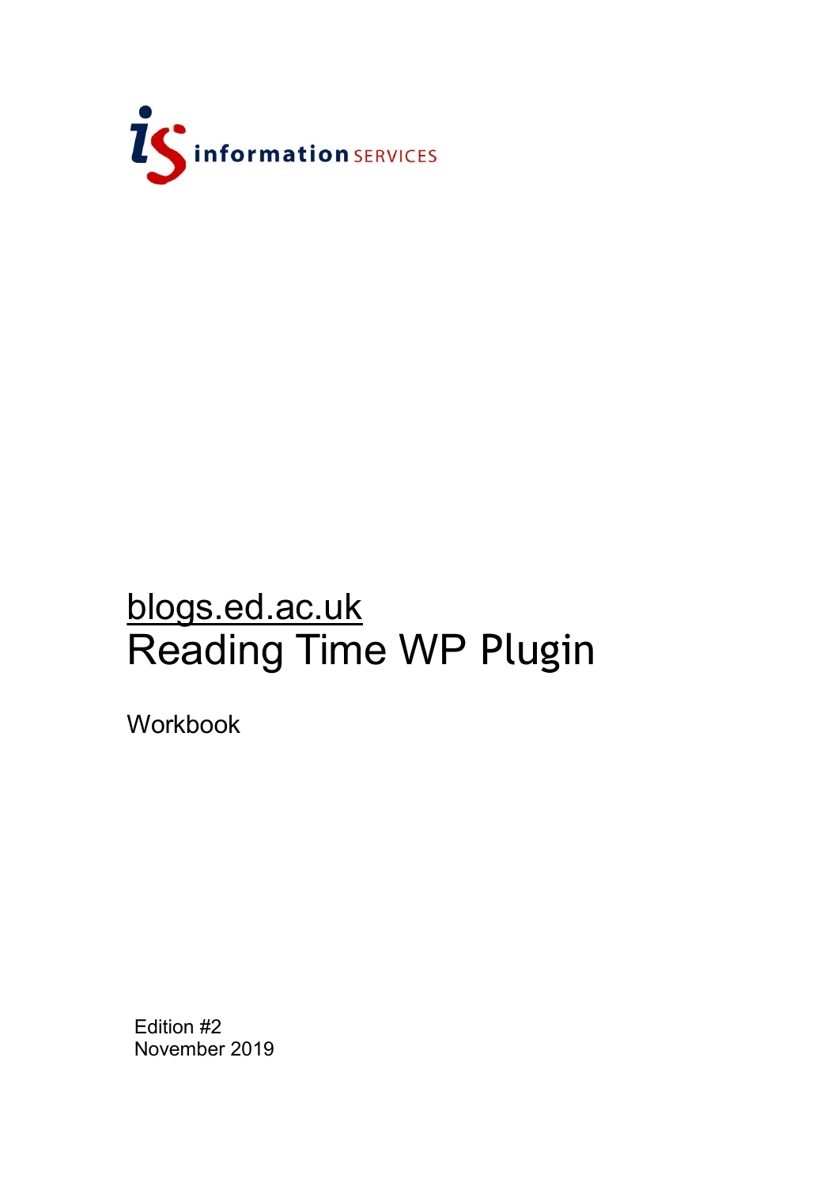information SERVICES

# blogs.ed.ac.uk
# Reading Time WP Plugin

Workbook

Edition #2
November 2019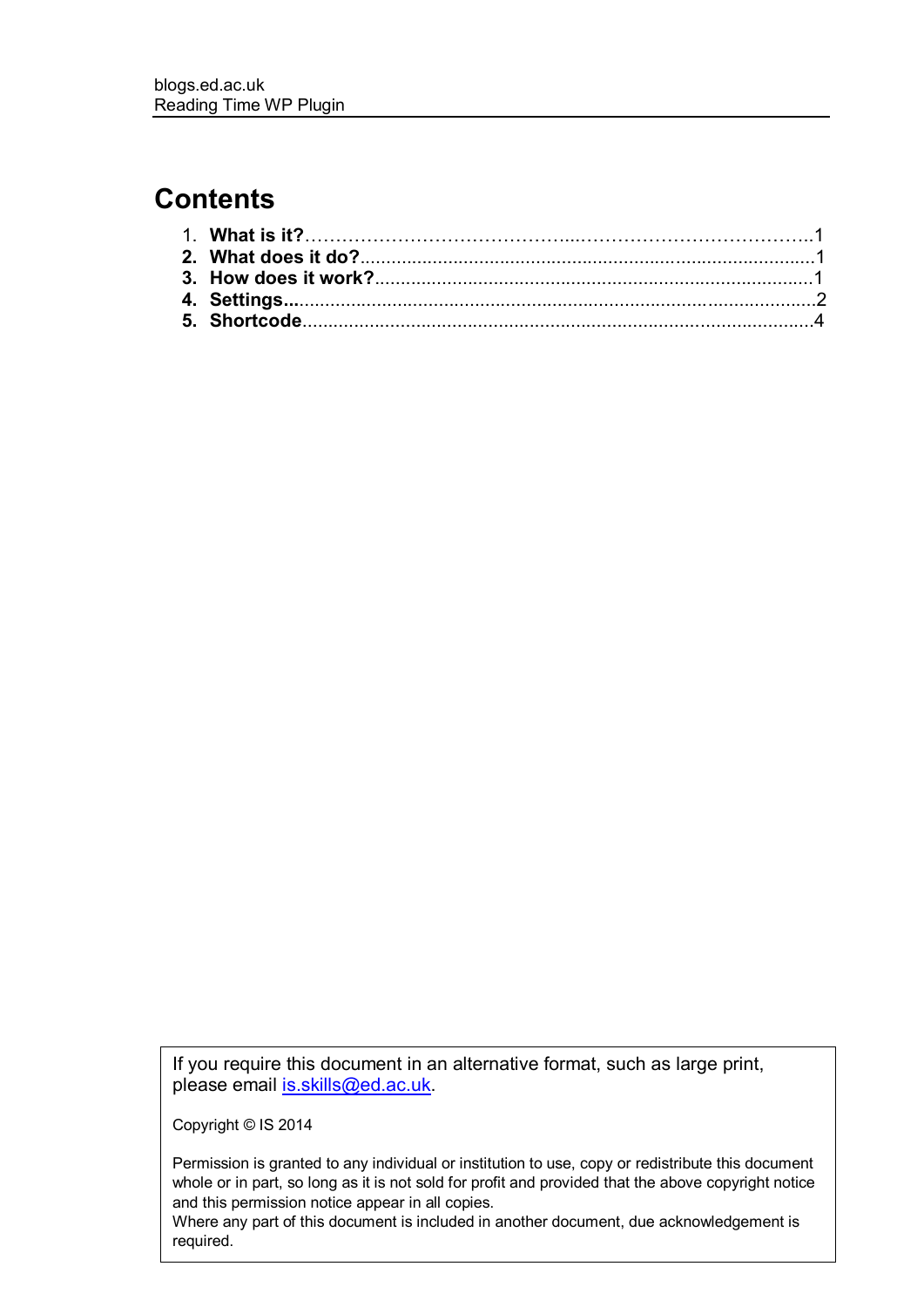# Contents

1. **What is it?** ……………………………………...……………………………….. 1
2. **What does it do?** ........................................................................................ 1
3. **How does it work?** ..................................................................................... 1
4. **Settings...** ..................................................................................................... 2
5. **Shortcode** ................................................................................................... 4

If you require this document in an alternative format, such as large print, please email [is.skills@ed.ac.uk](mailto:is.skills@ed.ac.uk).

Copyright © IS 2014

Permission is granted to any individual or institution to use, copy or redistribute this document whole or in part, so long as it is not sold for profit and provided that the above copyright notice and this permission notice appear in all copies.
Where any part of this document is included in another document, due acknowledgement is required.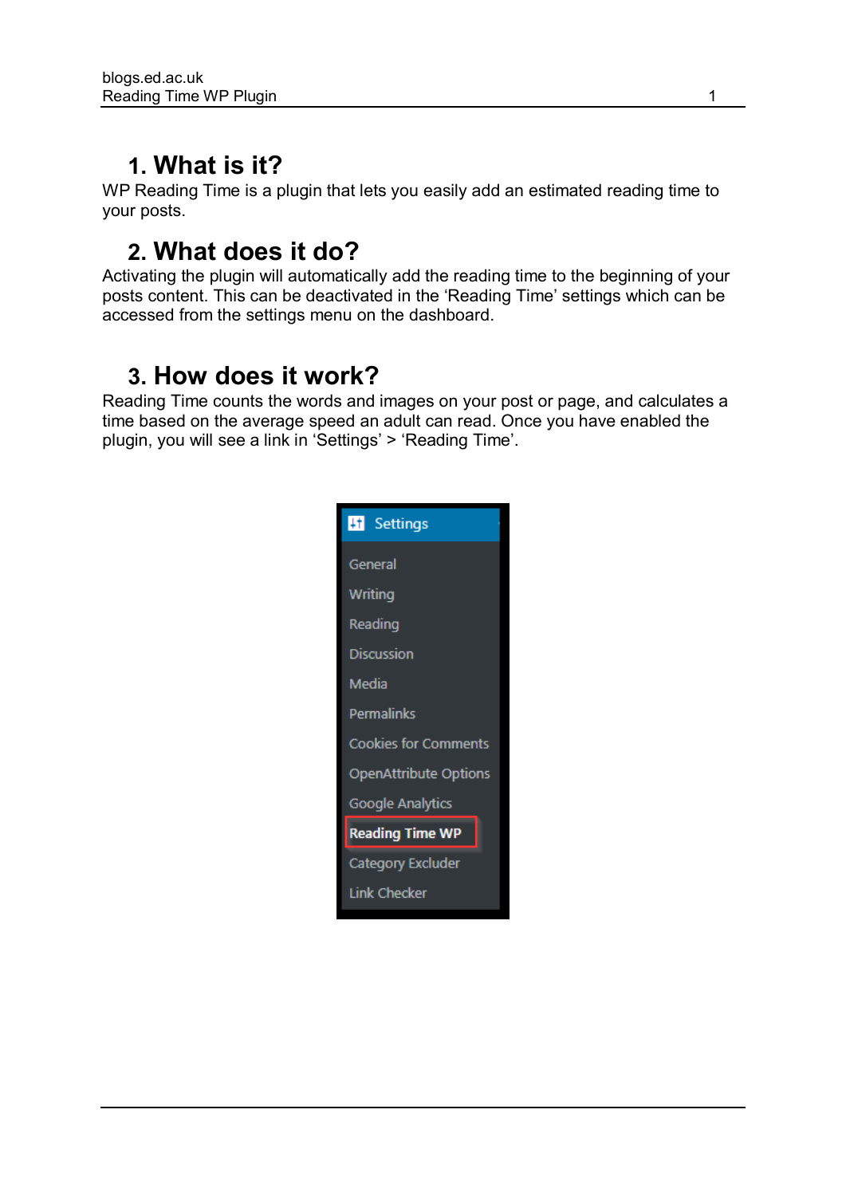## 1. What is it?

WP Reading Time is a plugin that lets you easily add an estimated reading time to your posts.

## 2. What does it do?

Activating the plugin will automatically add the reading time to the beginning of your posts content. This can be deactivated in the 'Reading Time' settings which can be accessed from the settings menu on the dashboard.

## 3. How does it work?

Reading Time counts the words and images on your post or page, and calculates a time based on the average speed an adult can read. Once you have enabled the plugin, you will see a link in 'Settings' > 'Reading Time'.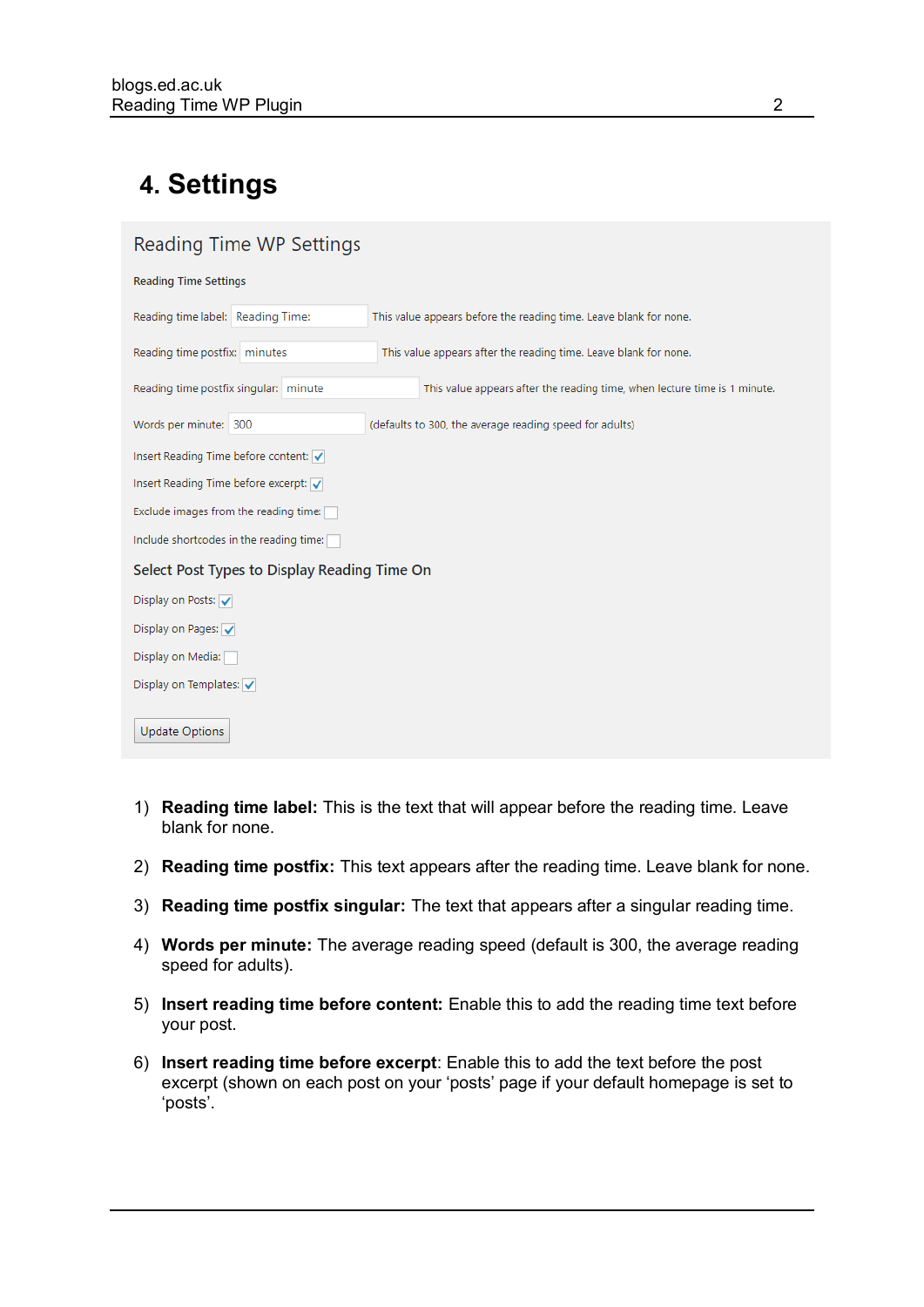## 4. Settings

Reading Time WP Settings

**Reading Time Settings**

Reading time label: Reading Time: — This value appears before the reading time. Leave blank for none.

Reading time postfix: minutes — This value appears after the reading time. Leave blank for none.

Reading time postfix singular: minute — This value appears after the reading time, when lecture time is 1 minute.

Words per minute: 300 — (defaults to 300, the average reading speed for adults)

Insert Reading Time before content: ☑

Insert Reading Time before excerpt: ☑

Exclude images from the reading time: ☐

Include shortcodes in the reading time: ☐

Select Post Types to Display Reading Time On

Display on Posts: ☑

Display on Pages: ☑

Display on Media: ☐

Display on Templates: ☑

Update Options

1) **Reading time label:** This is the text that will appear before the reading time. Leave blank for none.
2) **Reading time postfix:** This text appears after the reading time. Leave blank for none.
3) **Reading time postfix singular:** The text that appears after a singular reading time.
4) **Words per minute:** The average reading speed (default is 300, the average reading speed for adults).
5) **Insert reading time before content:** Enable this to add the reading time text before your post.
6) **Insert reading time before excerpt**: Enable this to add the text before the post excerpt (shown on each post on your 'posts' page if your default homepage is set to 'posts'.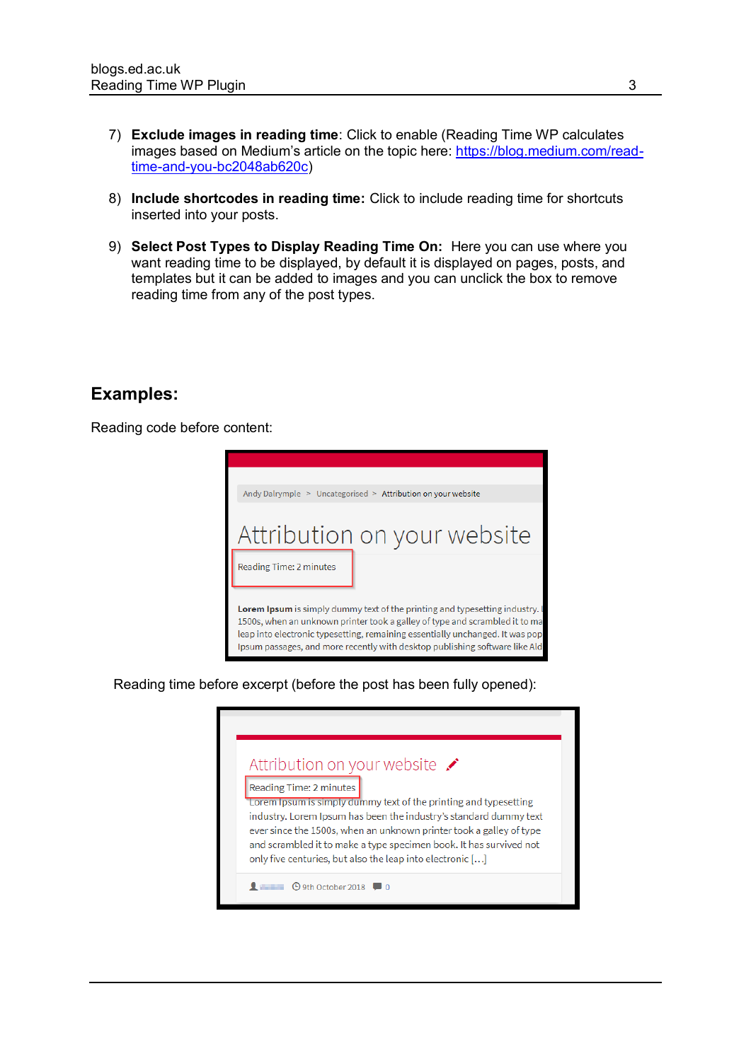7) **Exclude images in reading time**: Click to enable (Reading Time WP calculates images based on Medium's article on the topic here: [https://blog.medium.com/read-time-and-you-bc2048ab620c](https://blog.medium.com/read-time-and-you-bc2048ab620c))

8) **Include shortcodes in reading time:** Click to include reading time for shortcuts inserted into your posts.

9) **Select Post Types to Display Reading Time On:** Here you can use where you want reading time to be displayed, by default it is displayed on pages, posts, and templates but it can be added to images and you can unclick the box to remove reading time from any of the post types.

## Examples:

Reading code before content:

Reading time before excerpt (before the post has been fully opened):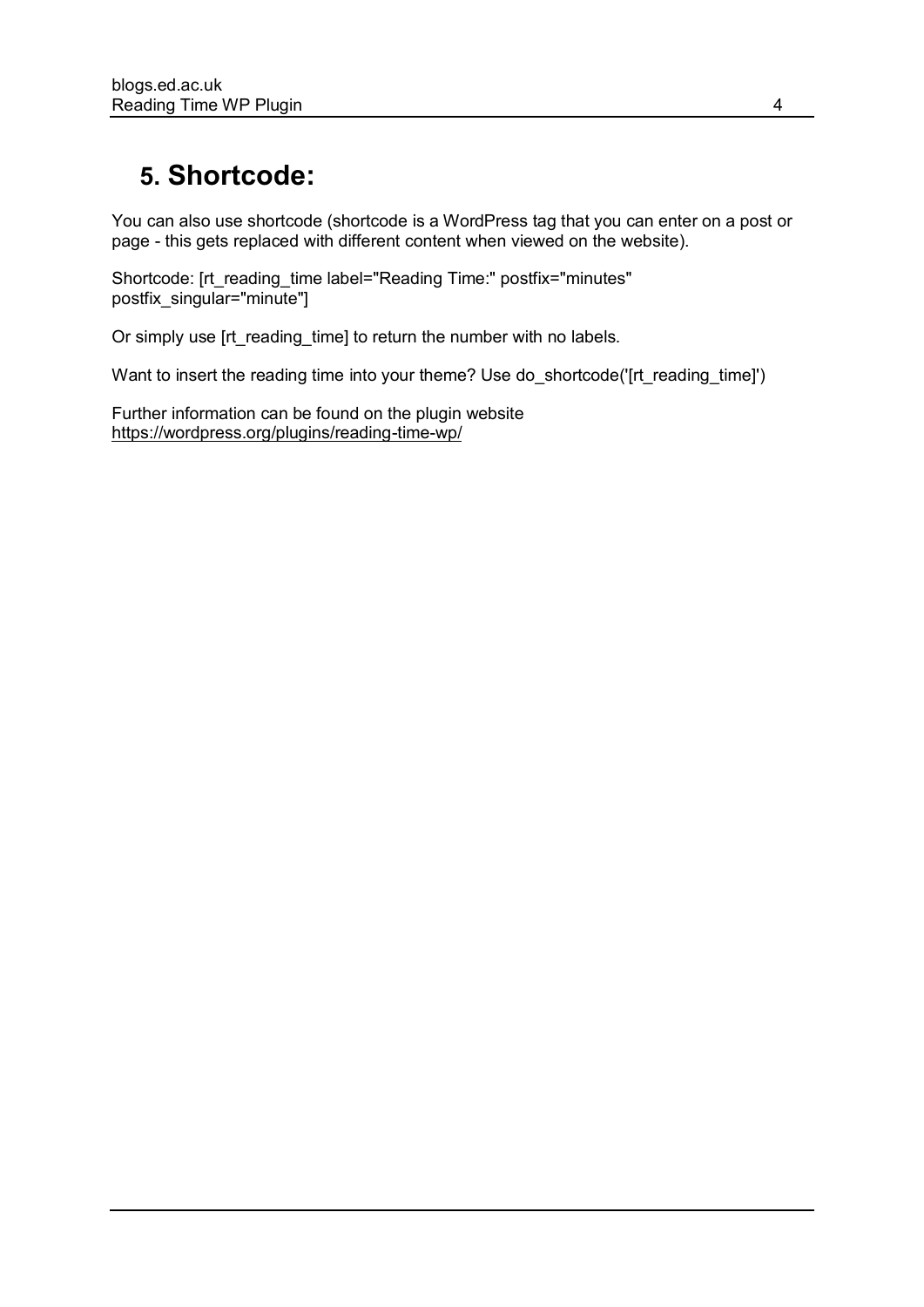## 5. Shortcode:

You can also use shortcode (shortcode is a WordPress tag that you can enter on a post or page - this gets replaced with different content when viewed on the website).

Shortcode: [rt_reading_time label="Reading Time:" postfix="minutes" postfix_singular="minute"]

Or simply use [rt_reading_time] to return the number with no labels.

Want to insert the reading time into your theme? Use do_shortcode('[rt_reading_time]')

Further information can be found on the plugin website
https://wordpress.org/plugins/reading-time-wp/